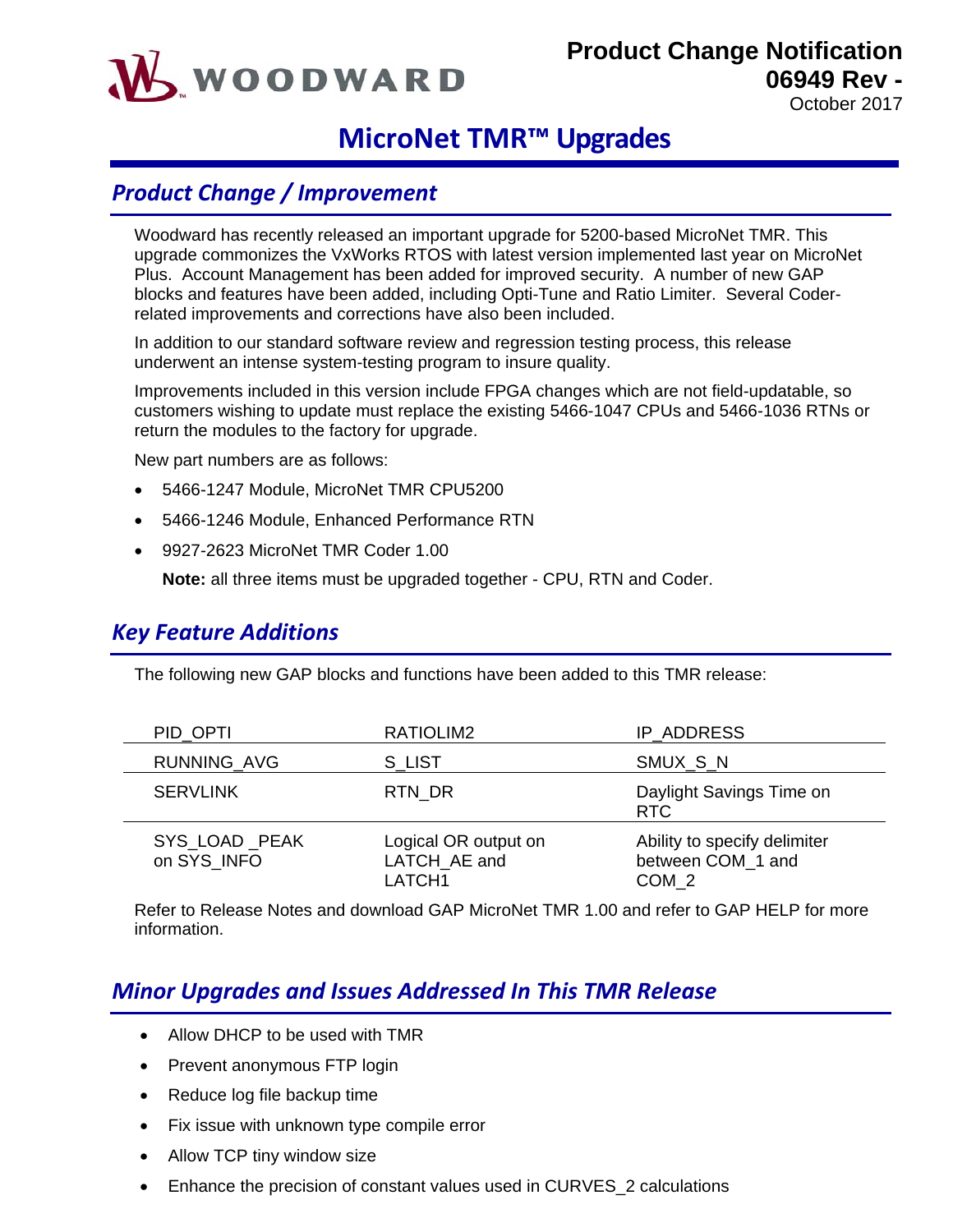WOODWARD

**Product Change Notification**
**06949 Rev -**
October 2017

# MicroNet TMR™ Upgrades

## Product Change / Improvement

Woodward has recently released an important upgrade for 5200-based MicroNet TMR. This upgrade commonizes the VxWorks RTOS with latest version implemented last year on MicroNet Plus. Account Management has been added for improved security. A number of new GAP blocks and features have been added, including Opti-Tune and Ratio Limiter. Several Coder-related improvements and corrections have also been included.

In addition to our standard software review and regression testing process, this release underwent an intense system-testing program to insure quality.

Improvements included in this version include FPGA changes which are not field-updatable, so customers wishing to update must replace the existing 5466-1047 CPUs and 5466-1036 RTNs or return the modules to the factory for upgrade.

New part numbers are as follows:

- 5466-1247 Module, MicroNet TMR CPU5200
- 5466-1246 Module, Enhanced Performance RTN
- 9927-2623 MicroNet TMR Coder 1.00

  **Note:** all three items must be upgraded together - CPU, RTN and Coder.

## Key Feature Additions

The following new GAP blocks and functions have been added to this TMR release:

| | | |
|---|---|---|
| PID_OPTI | RATIOLIM2 | IP_ADDRESS |
| RUNNING_AVG | S_LIST | SMUX_S_N |
| SERVLINK | RTN_DR | Daylight Savings Time on RTC |
| SYS_LOAD _PEAK on SYS_INFO | Logical OR output on LATCH_AE and LATCH1 | Ability to specify delimiter between COM_1 and COM_2 |

Refer to Release Notes and download GAP MicroNet TMR 1.00 and refer to GAP HELP for more information.

## Minor Upgrades and Issues Addressed In This TMR Release

- Allow DHCP to be used with TMR
- Prevent anonymous FTP login
- Reduce log file backup time
- Fix issue with unknown type compile error
- Allow TCP tiny window size
- Enhance the precision of constant values used in CURVES_2 calculations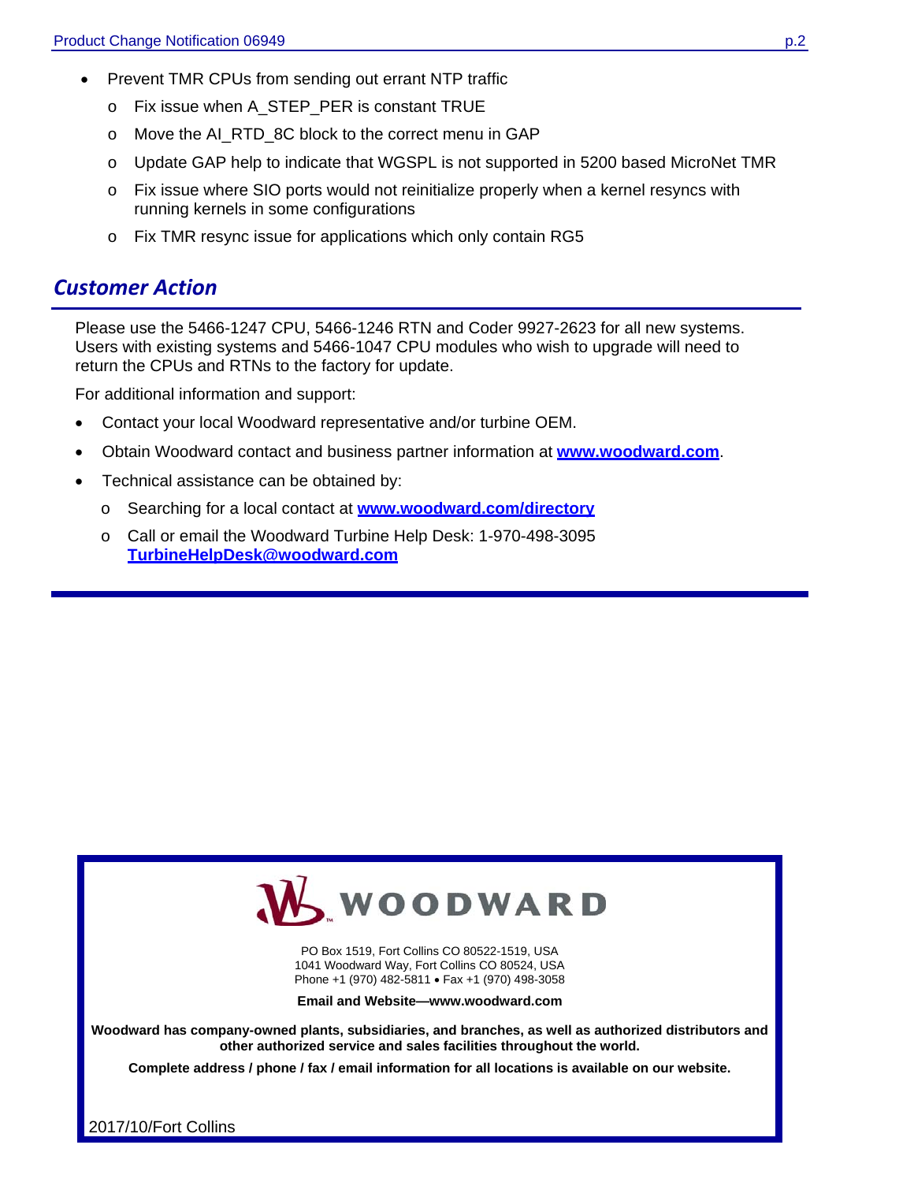- Prevent TMR CPUs from sending out errant NTP traffic
  - Fix issue when A_STEP_PER is constant TRUE
  - Move the AI_RTD_8C block to the correct menu in GAP
  - Update GAP help to indicate that WGSPL is not supported in 5200 based MicroNet TMR
  - Fix issue where SIO ports would not reinitialize properly when a kernel resyncs with running kernels in some configurations
  - Fix TMR resync issue for applications which only contain RG5

## Customer Action

Please use the 5466-1247 CPU, 5466-1246 RTN and Coder 9927-2623 for all new systems. Users with existing systems and 5466-1047 CPU modules who wish to upgrade will need to return the CPUs and RTNs to the factory for update.

For additional information and support:

- Contact your local Woodward representative and/or turbine OEM.
- Obtain Woodward contact and business partner information at **www.woodward.com**.
- Technical assistance can be obtained by:
  - Searching for a local contact at **www.woodward.com/directory**
  - Call or email the Woodward Turbine Help Desk: 1-970-498-3095 **TurbineHelpDesk@woodward.com**

WOODWARD

PO Box 1519, Fort Collins CO 80522-1519, USA
1041 Woodward Way, Fort Collins CO 80524, USA
Phone +1 (970) 482-5811 • Fax +1 (970) 498-3058

**Email and Website—www.woodward.com**

**Woodward has company-owned plants, subsidiaries, and branches, as well as authorized distributors and other authorized service and sales facilities throughout the world.**

**Complete address / phone / fax / email information for all locations is available on our website.**

2017/10/Fort Collins